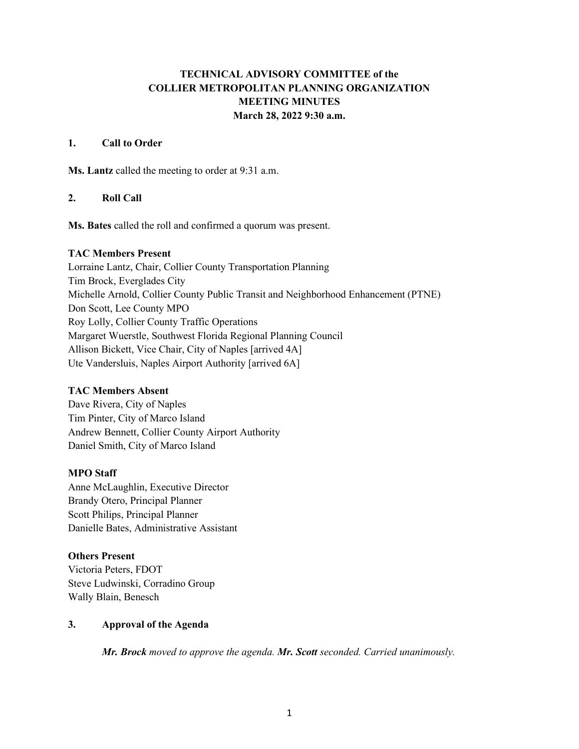# TECHNICAL ADVISORY COMMITTEE of the COLLIER METROPOLITAN PLANNING ORGANIZATION MEETING MINUTES

**March 28, 2022 9:30 a.m.**

## 1. Call to Order

**Ms. Lantz** called the meeting to order at 9:31 a.m.

## 2. Roll Call

**Ms. Bates** called the roll and confirmed a quorum was present.

**TAC Members Present**

Lorraine Lantz, Chair, Collier County Transportation Planning
Tim Brock, Everglades City
Michelle Arnold, Collier County Public Transit and Neighborhood Enhancement (PTNE)
Don Scott, Lee County MPO
Roy Lolly, Collier County Traffic Operations
Margaret Wuerstle, Southwest Florida Regional Planning Council
Allison Bickett, Vice Chair, City of Naples [arrived 4A]
Ute Vandersluis, Naples Airport Authority [arrived 6A]

**TAC Members Absent**

Dave Rivera, City of Naples
Tim Pinter, City of Marco Island
Andrew Bennett, Collier County Airport Authority
Daniel Smith, City of Marco Island

**MPO Staff**

Anne McLaughlin, Executive Director
Brandy Otero, Principal Planner
Scott Philips, Principal Planner
Danielle Bates, Administrative Assistant

**Others Present**

Victoria Peters, FDOT
Steve Ludwinski, Corradino Group
Wally Blain, Benesch

## 3. Approval of the Agenda

***Mr. Brock*** *moved to approve the agenda.* ***Mr. Scott*** *seconded. Carried unanimously.*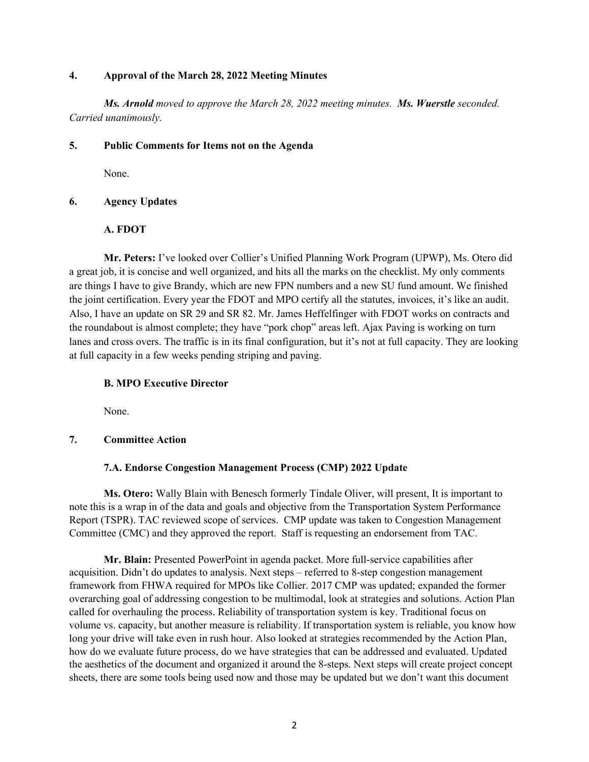## 4. Approval of the March 28, 2022 Meeting Minutes

***Ms. Arnold*** *moved to approve the March 28, 2022 meeting minutes.* ***Ms. Wuerstle*** *seconded. Carried unanimously.*

## 5. Public Comments for Items not on the Agenda

None.

## 6. Agency Updates

### A. FDOT

**Mr. Peters:** I've looked over Collier's Unified Planning Work Program (UPWP), Ms. Otero did a great job, it is concise and well organized, and hits all the marks on the checklist. My only comments are things I have to give Brandy, which are new FPN numbers and a new SU fund amount. We finished the joint certification. Every year the FDOT and MPO certify all the statutes, invoices, it's like an audit. Also, I have an update on SR 29 and SR 82. Mr. James Heffelfinger with FDOT works on contracts and the roundabout is almost complete; they have "pork chop" areas left. Ajax Paving is working on turn lanes and cross overs. The traffic is in its final configuration, but it's not at full capacity. They are looking at full capacity in a few weeks pending striping and paving.

### B. MPO Executive Director

None.

## 7. Committee Action

### 7.A. Endorse Congestion Management Process (CMP) 2022 Update

**Ms. Otero:** Wally Blain with Benesch formerly Tindale Oliver, will present, It is important to note this is a wrap in of the data and goals and objective from the Transportation System Performance Report (TSPR). TAC reviewed scope of services. CMP update was taken to Congestion Management Committee (CMC) and they approved the report. Staff is requesting an endorsement from TAC.

**Mr. Blain:** Presented PowerPoint in agenda packet. More full-service capabilities after acquisition. Didn't do updates to analysis. Next steps – referred to 8-step congestion management framework from FHWA required for MPOs like Collier. 2017 CMP was updated; expanded the former overarching goal of addressing congestion to be multimodal, look at strategies and solutions. Action Plan called for overhauling the process. Reliability of transportation system is key. Traditional focus on volume vs. capacity, but another measure is reliability. If transportation system is reliable, you know how long your drive will take even in rush hour. Also looked at strategies recommended by the Action Plan, how do we evaluate future process, do we have strategies that can be addressed and evaluated. Updated the aesthetics of the document and organized it around the 8-steps. Next steps will create project concept sheets, there are some tools being used now and those may be updated but we don't want this document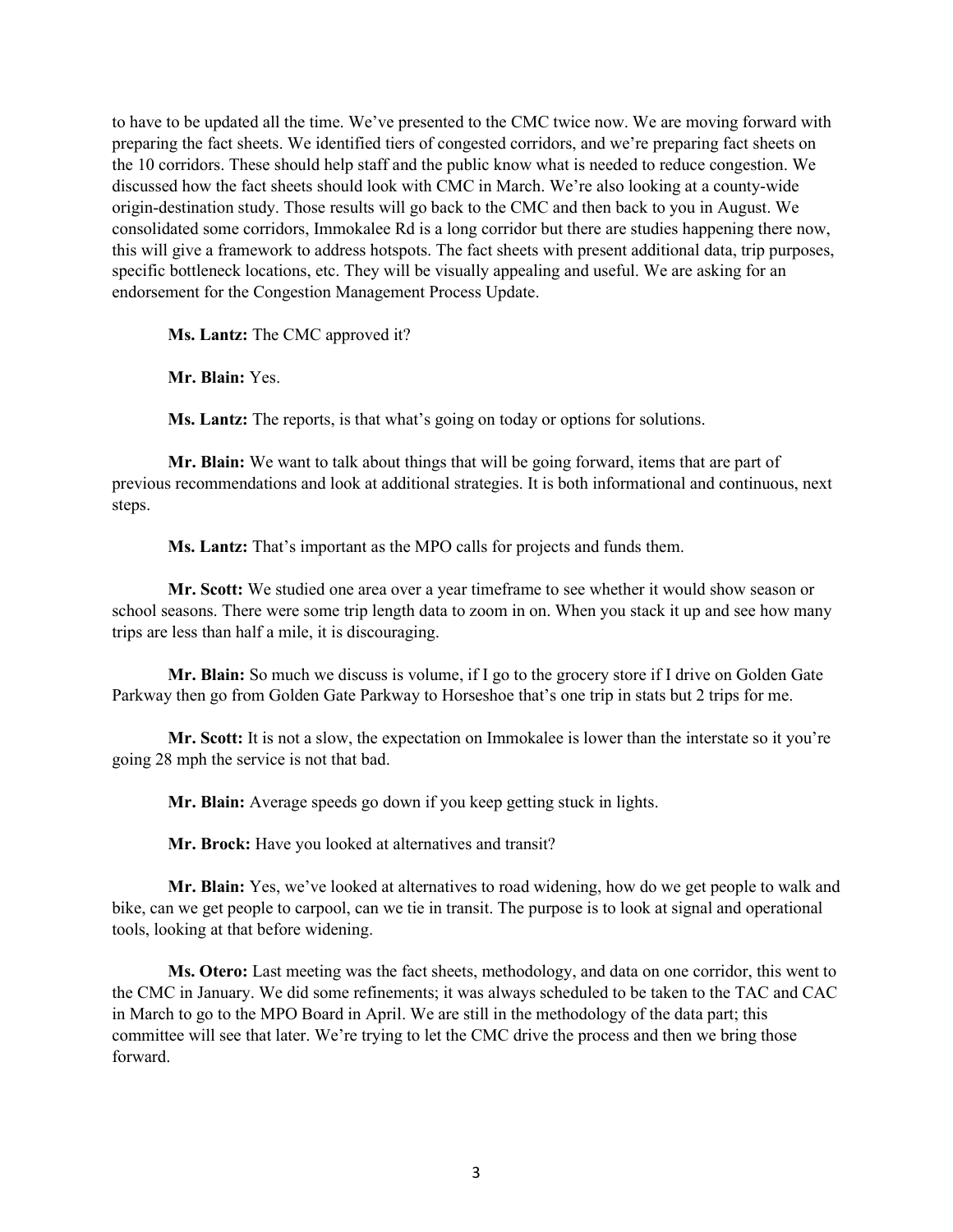to have to be updated all the time. We've presented to the CMC twice now. We are moving forward with preparing the fact sheets. We identified tiers of congested corridors, and we're preparing fact sheets on the 10 corridors. These should help staff and the public know what is needed to reduce congestion. We discussed how the fact sheets should look with CMC in March. We're also looking at a county-wide origin-destination study. Those results will go back to the CMC and then back to you in August. We consolidated some corridors, Immokalee Rd is a long corridor but there are studies happening there now, this will give a framework to address hotspots. The fact sheets with present additional data, trip purposes, specific bottleneck locations, etc. They will be visually appealing and useful. We are asking for an endorsement for the Congestion Management Process Update.

**Ms. Lantz:** The CMC approved it?

**Mr. Blain:** Yes.

**Ms. Lantz:** The reports, is that what's going on today or options for solutions.

**Mr. Blain:** We want to talk about things that will be going forward, items that are part of previous recommendations and look at additional strategies. It is both informational and continuous, next steps.

**Ms. Lantz:** That's important as the MPO calls for projects and funds them.

**Mr. Scott:** We studied one area over a year timeframe to see whether it would show season or school seasons. There were some trip length data to zoom in on. When you stack it up and see how many trips are less than half a mile, it is discouraging.

**Mr. Blain:** So much we discuss is volume, if I go to the grocery store if I drive on Golden Gate Parkway then go from Golden Gate Parkway to Horseshoe that's one trip in stats but 2 trips for me.

**Mr. Scott:** It is not a slow, the expectation on Immokalee is lower than the interstate so it you're going 28 mph the service is not that bad.

**Mr. Blain:** Average speeds go down if you keep getting stuck in lights.

**Mr. Brock:** Have you looked at alternatives and transit?

**Mr. Blain:** Yes, we've looked at alternatives to road widening, how do we get people to walk and bike, can we get people to carpool, can we tie in transit. The purpose is to look at signal and operational tools, looking at that before widening.

**Ms. Otero:** Last meeting was the fact sheets, methodology, and data on one corridor, this went to the CMC in January. We did some refinements; it was always scheduled to be taken to the TAC and CAC in March to go to the MPO Board in April. We are still in the methodology of the data part; this committee will see that later. We're trying to let the CMC drive the process and then we bring those forward.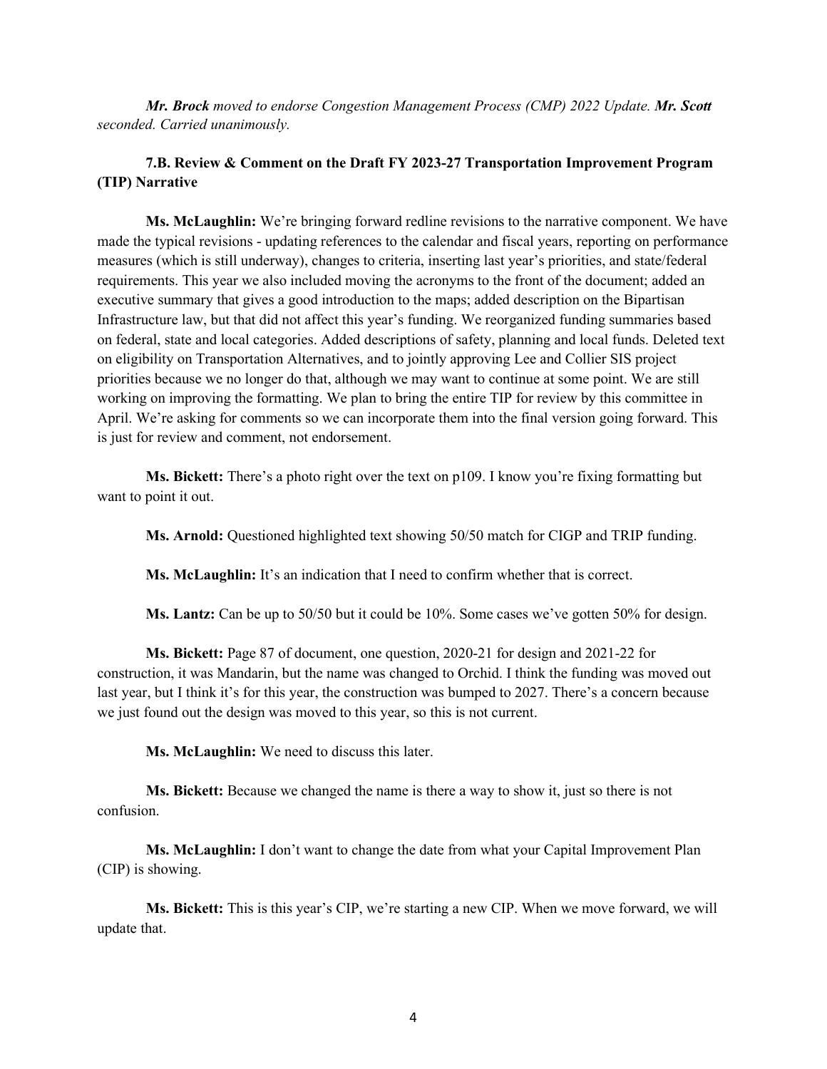***Mr. Brock** moved to endorse Congestion Management Process (CMP) 2022 Update. **Mr. Scott** seconded. Carried unanimously.*

**7.B. Review & Comment on the Draft FY 2023-27 Transportation Improvement Program (TIP) Narrative**

**Ms. McLaughlin:** We're bringing forward redline revisions to the narrative component. We have made the typical revisions - updating references to the calendar and fiscal years, reporting on performance measures (which is still underway), changes to criteria, inserting last year's priorities, and state/federal requirements. This year we also included moving the acronyms to the front of the document; added an executive summary that gives a good introduction to the maps; added description on the Bipartisan Infrastructure law, but that did not affect this year's funding. We reorganized funding summaries based on federal, state and local categories. Added descriptions of safety, planning and local funds. Deleted text on eligibility on Transportation Alternatives, and to jointly approving Lee and Collier SIS project priorities because we no longer do that, although we may want to continue at some point. We are still working on improving the formatting. We plan to bring the entire TIP for review by this committee in April. We're asking for comments so we can incorporate them into the final version going forward. This is just for review and comment, not endorsement.

**Ms. Bickett:** There's a photo right over the text on p109. I know you're fixing formatting but want to point it out.

**Ms. Arnold:** Questioned highlighted text showing 50/50 match for CIGP and TRIP funding.

**Ms. McLaughlin:** It's an indication that I need to confirm whether that is correct.

**Ms. Lantz:** Can be up to 50/50 but it could be 10%. Some cases we've gotten 50% for design.

**Ms. Bickett:** Page 87 of document, one question, 2020-21 for design and 2021-22 for construction, it was Mandarin, but the name was changed to Orchid. I think the funding was moved out last year, but I think it's for this year, the construction was bumped to 2027. There's a concern because we just found out the design was moved to this year, so this is not current.

**Ms. McLaughlin:** We need to discuss this later.

**Ms. Bickett:** Because we changed the name is there a way to show it, just so there is not confusion.

**Ms. McLaughlin:** I don't want to change the date from what your Capital Improvement Plan (CIP) is showing.

**Ms. Bickett:** This is this year's CIP, we're starting a new CIP. When we move forward, we will update that.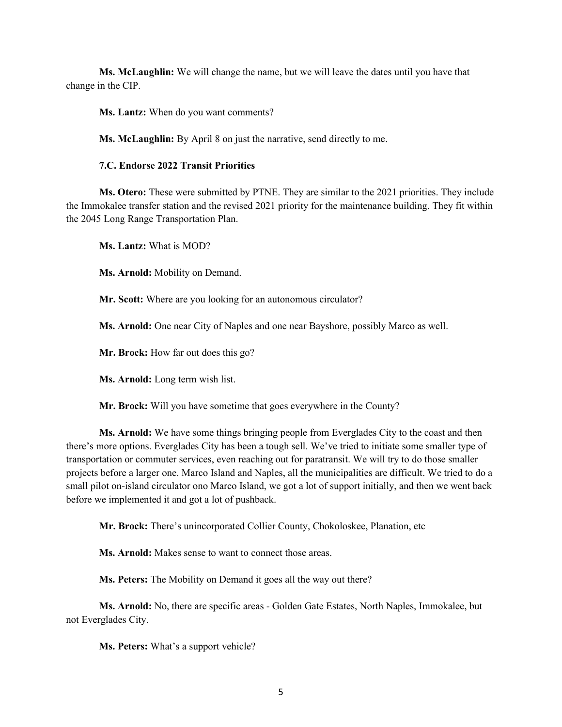**Ms. McLaughlin:** We will change the name, but we will leave the dates until you have that change in the CIP.

**Ms. Lantz:** When do you want comments?

**Ms. McLaughlin:** By April 8 on just the narrative, send directly to me.

**7.C. Endorse 2022 Transit Priorities**

**Ms. Otero:** These were submitted by PTNE. They are similar to the 2021 priorities. They include the Immokalee transfer station and the revised 2021 priority for the maintenance building. They fit within the 2045 Long Range Transportation Plan.

**Ms. Lantz:** What is MOD?

**Ms. Arnold:** Mobility on Demand.

**Mr. Scott:** Where are you looking for an autonomous circulator?

**Ms. Arnold:** One near City of Naples and one near Bayshore, possibly Marco as well.

**Mr. Brock:** How far out does this go?

**Ms. Arnold:** Long term wish list.

**Mr. Brock:** Will you have sometime that goes everywhere in the County?

**Ms. Arnold:** We have some things bringing people from Everglades City to the coast and then there's more options. Everglades City has been a tough sell. We've tried to initiate some smaller type of transportation or commuter services, even reaching out for paratransit. We will try to do those smaller projects before a larger one. Marco Island and Naples, all the municipalities are difficult. We tried to do a small pilot on-island circulator ono Marco Island, we got a lot of support initially, and then we went back before we implemented it and got a lot of pushback.

**Mr. Brock:** There's unincorporated Collier County, Chokoloskee, Planation, etc

**Ms. Arnold:** Makes sense to want to connect those areas.

**Ms. Peters:** The Mobility on Demand it goes all the way out there?

**Ms. Arnold:** No, there are specific areas - Golden Gate Estates, North Naples, Immokalee, but not Everglades City.

**Ms. Peters:** What's a support vehicle?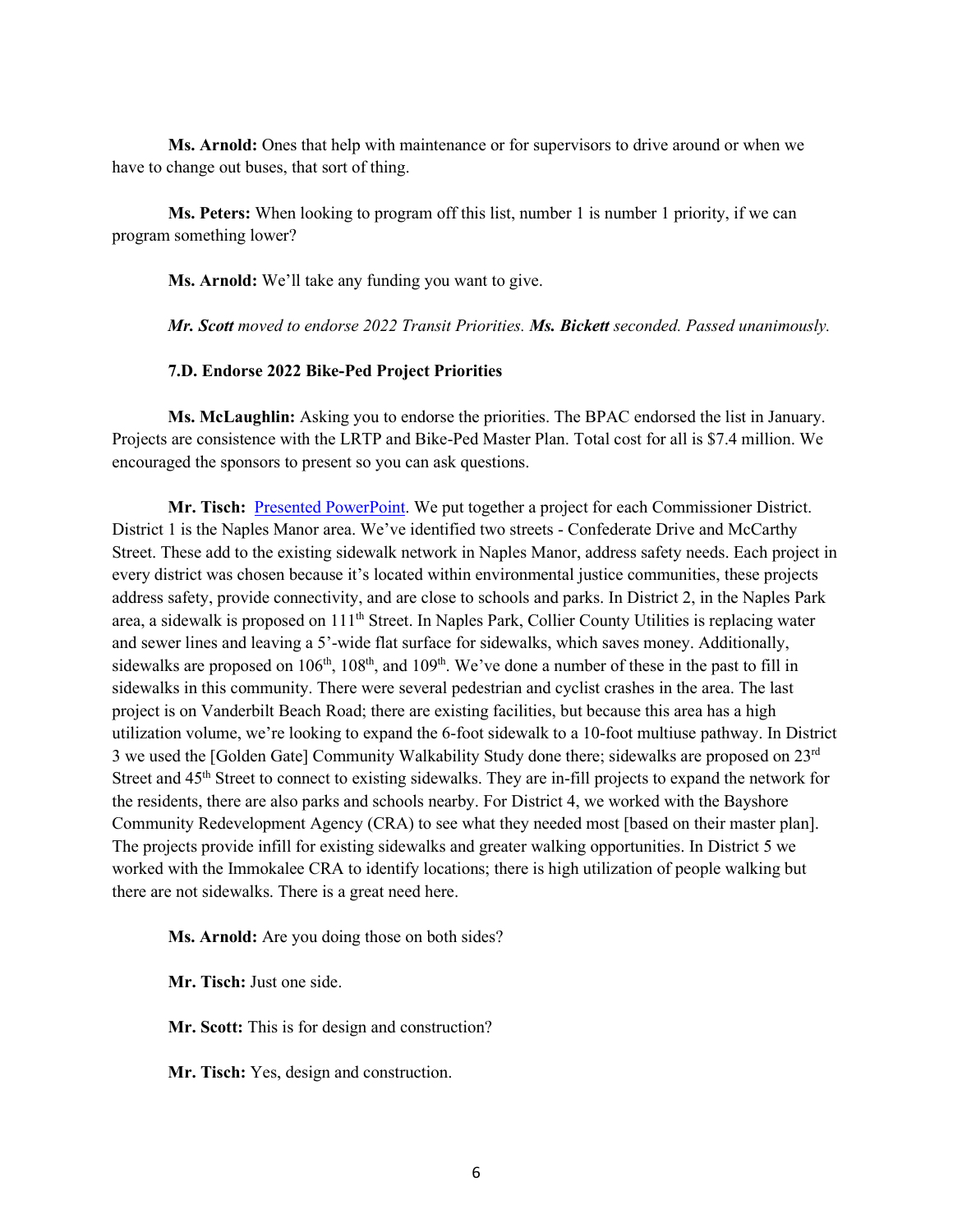**Ms. Arnold:** Ones that help with maintenance or for supervisors to drive around or when we have to change out buses, that sort of thing.

**Ms. Peters:** When looking to program off this list, number 1 is number 1 priority, if we can program something lower?

**Ms. Arnold:** We'll take any funding you want to give.

***Mr. Scott*** *moved to endorse 2022 Transit Priorities.* ***Ms. Bickett*** *seconded. Passed unanimously.*

**7.D. Endorse 2022 Bike-Ped Project Priorities**

**Ms. McLaughlin:** Asking you to endorse the priorities. The BPAC endorsed the list in January. Projects are consistence with the LRTP and Bike-Ped Master Plan. Total cost for all is $7.4 million. We encouraged the sponsors to present so you can ask questions.

**Mr. Tisch:** Presented PowerPoint. We put together a project for each Commissioner District. District 1 is the Naples Manor area. We've identified two streets - Confederate Drive and McCarthy Street. These add to the existing sidewalk network in Naples Manor, address safety needs. Each project in every district was chosen because it's located within environmental justice communities, these projects address safety, provide connectivity, and are close to schools and parks. In District 2, in the Naples Park area, a sidewalk is proposed on 111th Street. In Naples Park, Collier County Utilities is replacing water and sewer lines and leaving a 5'-wide flat surface for sidewalks, which saves money. Additionally, sidewalks are proposed on 106th, 108th, and 109th. We've done a number of these in the past to fill in sidewalks in this community. There were several pedestrian and cyclist crashes in the area. The last project is on Vanderbilt Beach Road; there are existing facilities, but because this area has a high utilization volume, we're looking to expand the 6-foot sidewalk to a 10-foot multiuse pathway. In District 3 we used the [Golden Gate] Community Walkability Study done there; sidewalks are proposed on 23rd Street and 45th Street to connect to existing sidewalks. They are in-fill projects to expand the network for the residents, there are also parks and schools nearby. For District 4, we worked with the Bayshore Community Redevelopment Agency (CRA) to see what they needed most [based on their master plan]. The projects provide infill for existing sidewalks and greater walking opportunities. In District 5 we worked with the Immokalee CRA to identify locations; there is high utilization of people walking but there are not sidewalks. There is a great need here.

**Ms. Arnold:** Are you doing those on both sides?

**Mr. Tisch:** Just one side.

**Mr. Scott:** This is for design and construction?

**Mr. Tisch:** Yes, design and construction.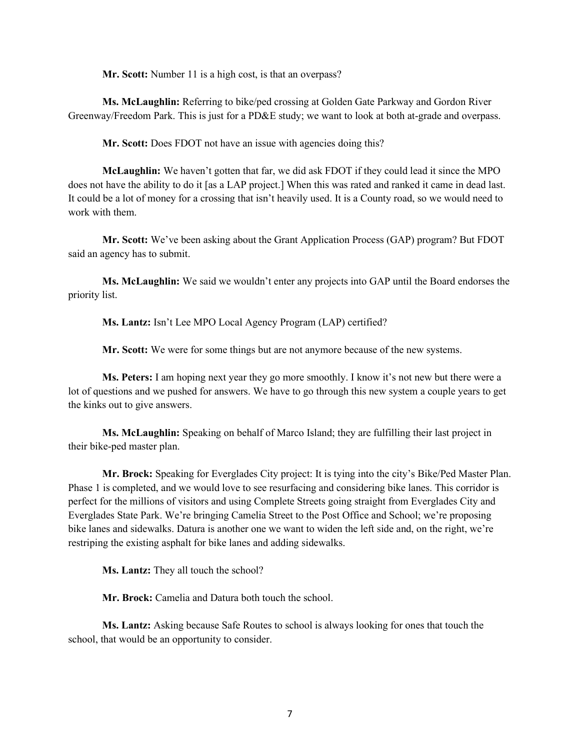**Mr. Scott:** Number 11 is a high cost, is that an overpass?

**Ms. McLaughlin:** Referring to bike/ped crossing at Golden Gate Parkway and Gordon River Greenway/Freedom Park. This is just for a PD&E study; we want to look at both at-grade and overpass.

**Mr. Scott:** Does FDOT not have an issue with agencies doing this?

**McLaughlin:** We haven't gotten that far, we did ask FDOT if they could lead it since the MPO does not have the ability to do it [as a LAP project.] When this was rated and ranked it came in dead last. It could be a lot of money for a crossing that isn't heavily used. It is a County road, so we would need to work with them.

**Mr. Scott:** We've been asking about the Grant Application Process (GAP) program? But FDOT said an agency has to submit.

**Ms. McLaughlin:** We said we wouldn't enter any projects into GAP until the Board endorses the priority list.

**Ms. Lantz:** Isn't Lee MPO Local Agency Program (LAP) certified?

**Mr. Scott:** We were for some things but are not anymore because of the new systems.

**Ms. Peters:** I am hoping next year they go more smoothly. I know it's not new but there were a lot of questions and we pushed for answers. We have to go through this new system a couple years to get the kinks out to give answers.

**Ms. McLaughlin:** Speaking on behalf of Marco Island; they are fulfilling their last project in their bike-ped master plan.

**Mr. Brock:** Speaking for Everglades City project: It is tying into the city's Bike/Ped Master Plan. Phase 1 is completed, and we would love to see resurfacing and considering bike lanes. This corridor is perfect for the millions of visitors and using Complete Streets going straight from Everglades City and Everglades State Park. We're bringing Camelia Street to the Post Office and School; we're proposing bike lanes and sidewalks. Datura is another one we want to widen the left side and, on the right, we're restriping the existing asphalt for bike lanes and adding sidewalks.

**Ms. Lantz:** They all touch the school?

**Mr. Brock:** Camelia and Datura both touch the school.

**Ms. Lantz:** Asking because Safe Routes to school is always looking for ones that touch the school, that would be an opportunity to consider.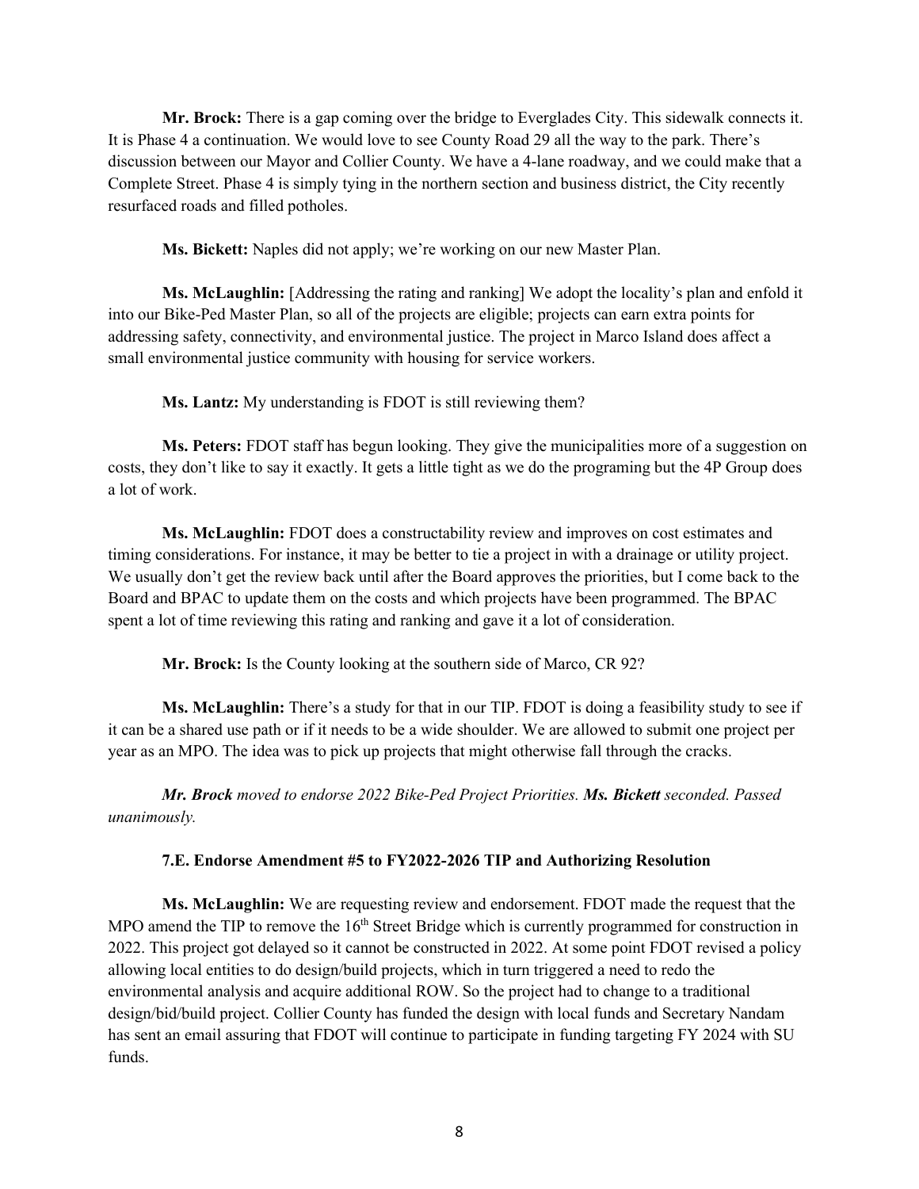**Mr. Brock:** There is a gap coming over the bridge to Everglades City. This sidewalk connects it. It is Phase 4 a continuation. We would love to see County Road 29 all the way to the park. There's discussion between our Mayor and Collier County. We have a 4-lane roadway, and we could make that a Complete Street. Phase 4 is simply tying in the northern section and business district, the City recently resurfaced roads and filled potholes.

**Ms. Bickett:** Naples did not apply; we're working on our new Master Plan.

**Ms. McLaughlin:** [Addressing the rating and ranking] We adopt the locality's plan and enfold it into our Bike-Ped Master Plan, so all of the projects are eligible; projects can earn extra points for addressing safety, connectivity, and environmental justice. The project in Marco Island does affect a small environmental justice community with housing for service workers.

**Ms. Lantz:** My understanding is FDOT is still reviewing them?

**Ms. Peters:** FDOT staff has begun looking. They give the municipalities more of a suggestion on costs, they don't like to say it exactly. It gets a little tight as we do the programing but the 4P Group does a lot of work.

**Ms. McLaughlin:** FDOT does a constructability review and improves on cost estimates and timing considerations. For instance, it may be better to tie a project in with a drainage or utility project. We usually don't get the review back until after the Board approves the priorities, but I come back to the Board and BPAC to update them on the costs and which projects have been programmed. The BPAC spent a lot of time reviewing this rating and ranking and gave it a lot of consideration.

**Mr. Brock:** Is the County looking at the southern side of Marco, CR 92?

**Ms. McLaughlin:** There's a study for that in our TIP. FDOT is doing a feasibility study to see if it can be a shared use path or if it needs to be a wide shoulder. We are allowed to submit one project per year as an MPO. The idea was to pick up projects that might otherwise fall through the cracks.

***Mr. Brock*** *moved to endorse 2022 Bike-Ped Project Priorities.* ***Ms. Bickett*** *seconded. Passed unanimously.*

#### 7.E. Endorse Amendment #5 to FY2022-2026 TIP and Authorizing Resolution

**Ms. McLaughlin:** We are requesting review and endorsement. FDOT made the request that the MPO amend the TIP to remove the 16th Street Bridge which is currently programmed for construction in 2022. This project got delayed so it cannot be constructed in 2022. At some point FDOT revised a policy allowing local entities to do design/build projects, which in turn triggered a need to redo the environmental analysis and acquire additional ROW. So the project had to change to a traditional design/bid/build project. Collier County has funded the design with local funds and Secretary Nandam has sent an email assuring that FDOT will continue to participate in funding targeting FY 2024 with SU funds.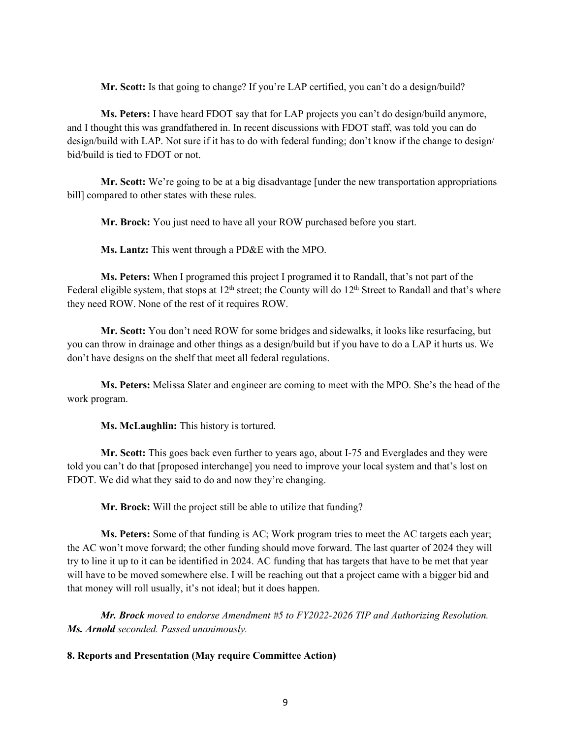**Mr. Scott:** Is that going to change? If you're LAP certified, you can't do a design/build?

**Ms. Peters:** I have heard FDOT say that for LAP projects you can't do design/build anymore, and I thought this was grandfathered in. In recent discussions with FDOT staff, was told you can do design/build with LAP. Not sure if it has to do with federal funding; don't know if the change to design/bid/build is tied to FDOT or not.

**Mr. Scott:** We're going to be at a big disadvantage [under the new transportation appropriations bill] compared to other states with these rules.

**Mr. Brock:** You just need to have all your ROW purchased before you start.

**Ms. Lantz:** This went through a PD&E with the MPO.

**Ms. Peters:** When I programed this project I programed it to Randall, that's not part of the Federal eligible system, that stops at 12th street; the County will do 12th Street to Randall and that's where they need ROW. None of the rest of it requires ROW.

**Mr. Scott:** You don't need ROW for some bridges and sidewalks, it looks like resurfacing, but you can throw in drainage and other things as a design/build but if you have to do a LAP it hurts us. We don't have designs on the shelf that meet all federal regulations.

**Ms. Peters:** Melissa Slater and engineer are coming to meet with the MPO. She's the head of the work program.

**Ms. McLaughlin:** This history is tortured.

**Mr. Scott:** This goes back even further to years ago, about I-75 and Everglades and they were told you can't do that [proposed interchange] you need to improve your local system and that's lost on FDOT. We did what they said to do and now they're changing.

**Mr. Brock:** Will the project still be able to utilize that funding?

**Ms. Peters:** Some of that funding is AC; Work program tries to meet the AC targets each year; the AC won't move forward; the other funding should move forward. The last quarter of 2024 they will try to line it up to it can be identified in 2024. AC funding that has targets that have to be met that year will have to be moved somewhere else. I will be reaching out that a project came with a bigger bid and that money will roll usually, it's not ideal; but it does happen.

***Mr. Brock*** *moved to endorse Amendment #5 to FY2022-2026 TIP and Authorizing Resolution.* ***Ms. Arnold*** *seconded. Passed unanimously.*

**8. Reports and Presentation (May require Committee Action)**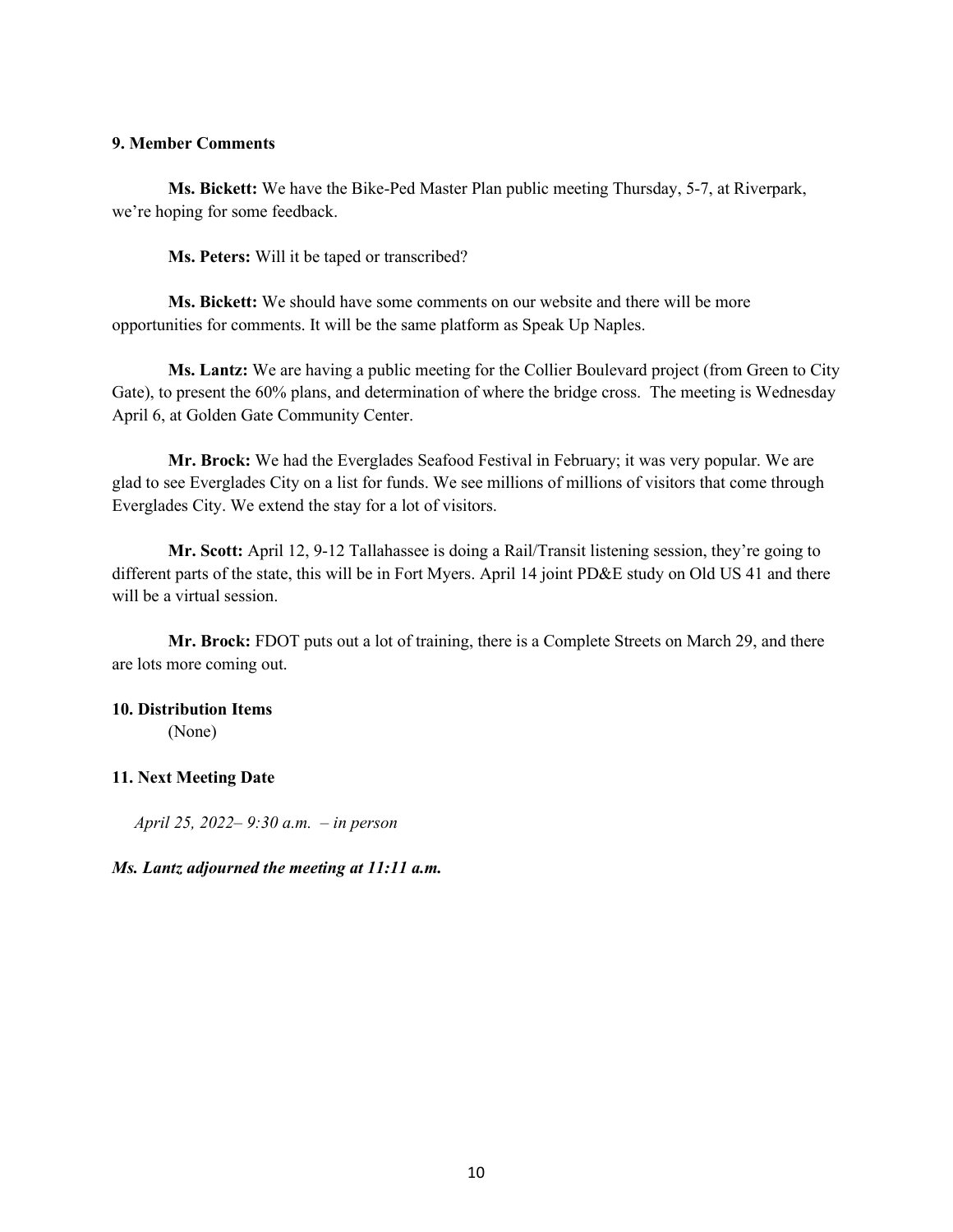**9. Member Comments**

**Ms. Bickett:** We have the Bike-Ped Master Plan public meeting Thursday, 5-7, at Riverpark, we're hoping for some feedback.

**Ms. Peters:** Will it be taped or transcribed?

**Ms. Bickett:** We should have some comments on our website and there will be more opportunities for comments. It will be the same platform as Speak Up Naples.

**Ms. Lantz:** We are having a public meeting for the Collier Boulevard project (from Green to City Gate), to present the 60% plans, and determination of where the bridge cross. The meeting is Wednesday April 6, at Golden Gate Community Center.

**Mr. Brock:** We had the Everglades Seafood Festival in February; it was very popular. We are glad to see Everglades City on a list for funds. We see millions of millions of visitors that come through Everglades City. We extend the stay for a lot of visitors.

**Mr. Scott:** April 12, 9-12 Tallahassee is doing a Rail/Transit listening session, they're going to different parts of the state, this will be in Fort Myers. April 14 joint PD&E study on Old US 41 and there will be a virtual session.

**Mr. Brock:** FDOT puts out a lot of training, there is a Complete Streets on March 29, and there are lots more coming out.

**10. Distribution Items**

(None)

**11. Next Meeting Date**

*April 25, 2022– 9:30 a.m. – in person*

***Ms. Lantz adjourned the meeting at 11:11 a.m.***